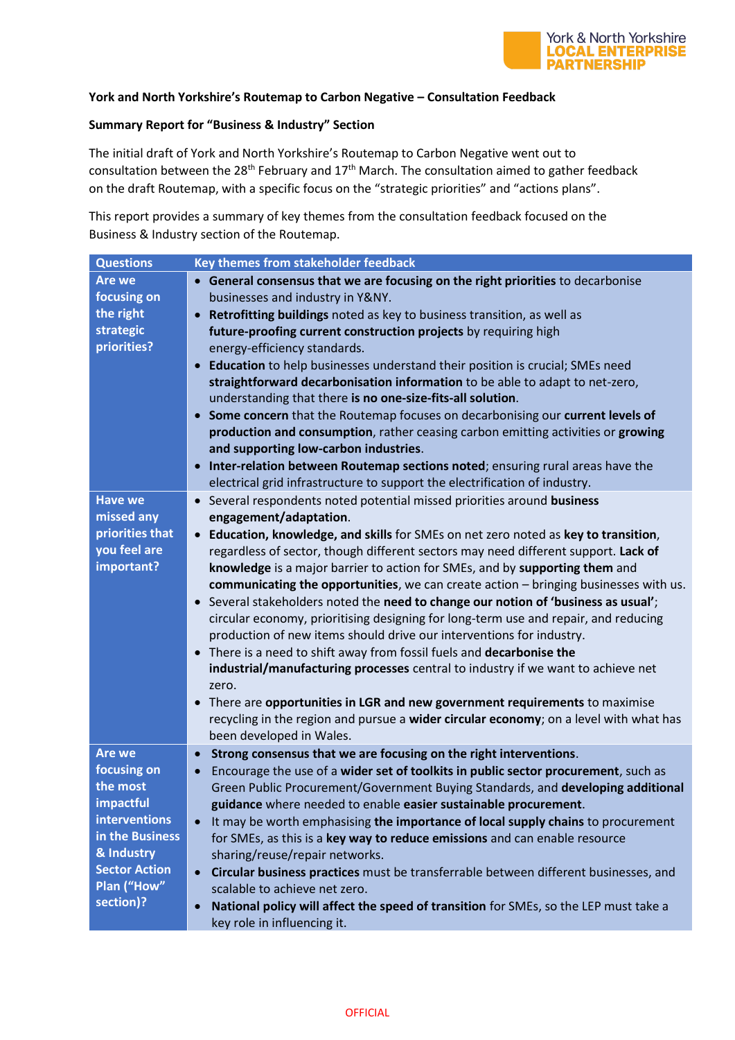York & North Yorkshire LOCAL ENTERPRISE PARTNERSHIP

**York and North Yorkshire's Routemap to Carbon Negative – Consultation Feedback**

**Summary Report for "Business & Industry" Section**

The initial draft of York and North Yorkshire's Routemap to Carbon Negative went out to consultation between the 28th February and 17th March. The consultation aimed to gather feedback on the draft Routemap, with a specific focus on the "strategic priorities" and "actions plans".

This report provides a summary of key themes from the consultation feedback focused on the Business & Industry section of the Routemap.

| Questions | Key themes from stakeholder feedback |
|---|---|
| **Are we focusing on the right strategic priorities?** | • **General consensus that we are focusing on the right priorities** to decarbonise businesses and industry in Y&NY.<br>• **Retrofitting buildings** noted as key to business transition, as well as **future-proofing current construction projects** by requiring high energy-efficiency standards.<br>• **Education** to help businesses understand their position is crucial; SMEs need **straightforward decarbonisation information** to be able to adapt to net-zero, understanding that there **is no one-size-fits-all solution**.<br>• **Some concern** that the Routemap focuses on decarbonising our **current levels of production and consumption**, rather ceasing carbon emitting activities or **growing and supporting low-carbon industries**.<br>• **Inter-relation between Routemap sections noted**; ensuring rural areas have the electrical grid infrastructure to support the electrification of industry. |
| **Have we missed any priorities that you feel are important?** | • Several respondents noted potential missed priorities around **business engagement/adaptation**.<br>• **Education, knowledge, and skills** for SMEs on net zero noted as **key to transition**, regardless of sector, though different sectors may need different support. **Lack of knowledge** is a major barrier to action for SMEs, and by **supporting them** and **communicating the opportunities**, we can create action – bringing businesses with us.<br>• Several stakeholders noted the **need to change our notion of 'business as usual'**; circular economy, prioritising designing for long-term use and repair, and reducing production of new items should drive our interventions for industry.<br>• There is a need to shift away from fossil fuels and **decarbonise the industrial/manufacturing processes** central to industry if we want to achieve net zero.<br>• There are **opportunities in LGR and new government requirements** to maximise recycling in the region and pursue a **wider circular economy**; on a level with what has been developed in Wales. |
| **Are we focusing on the most impactful interventions in the Business & Industry Sector Action Plan ("How" section)?** | • **Strong consensus that we are focusing on the right interventions**.<br>• Encourage the use of a **wider set of toolkits in public sector procurement**, such as Green Public Procurement/Government Buying Standards, and **developing additional guidance** where needed to enable **easier sustainable procurement**.<br>• It may be worth emphasising **the importance of local supply chains** to procurement for SMEs, as this is a **key way to reduce emissions** and can enable resource sharing/reuse/repair networks.<br>• **Circular business practices** must be transferrable between different businesses, and scalable to achieve net zero.<br>• **National policy will affect the speed of transition** for SMEs, so the LEP must take a key role in influencing it. |

OFFICIAL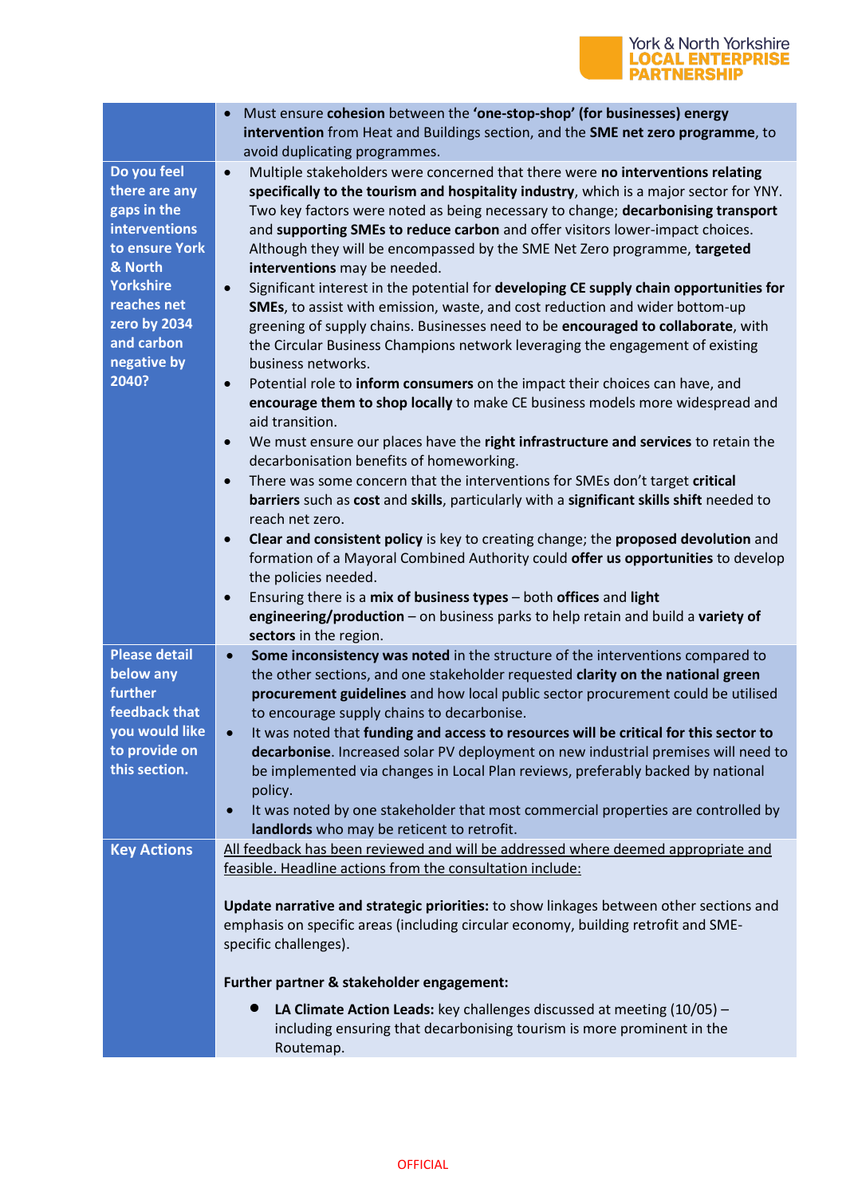| | |
|---|---|
| | • Must ensure **cohesion** between the **'one-stop-shop' (for businesses) energy intervention** from Heat and Buildings section, and the **SME net zero programme**, to avoid duplicating programmes. |
| **Do you feel there are any gaps in the interventions to ensure York & North Yorkshire reaches net zero by 2034 and carbon negative by 2040?** | • Multiple stakeholders were concerned that there were **no interventions relating specifically to the tourism and hospitality industry**, which is a major sector for YNY. Two key factors were noted as being necessary to change; **decarbonising transport** and **supporting SMEs to reduce carbon** and offer visitors lower-impact choices. Although they will be encompassed by the SME Net Zero programme, **targeted interventions** may be needed.<br>• Significant interest in the potential for **developing CE supply chain opportunities for SMEs**, to assist with emission, waste, and cost reduction and wider bottom-up greening of supply chains. Businesses need to be **encouraged to collaborate**, with the Circular Business Champions network leveraging the engagement of existing business networks.<br>• Potential role to **inform consumers** on the impact their choices can have, and **encourage them to shop locally** to make CE business models more widespread and aid transition.<br>• We must ensure our places have the **right infrastructure and services** to retain the decarbonisation benefits of homeworking.<br>• There was some concern that the interventions for SMEs don't target **critical barriers** such as **cost** and **skills**, particularly with a **significant skills shift** needed to reach net zero.<br>• **Clear and consistent policy** is key to creating change; the **proposed devolution** and formation of a Mayoral Combined Authority could **offer us opportunities** to develop the policies needed.<br>• Ensuring there is a **mix of business types** – both **offices** and **light engineering/production** – on business parks to help retain and build a **variety of sectors** in the region. |
| **Please detail below any further feedback that you would like to provide on this section.** | • **Some inconsistency was noted** in the structure of the interventions compared to the other sections, and one stakeholder requested **clarity on the national green procurement guidelines** and how local public sector procurement could be utilised to encourage supply chains to decarbonise.<br>• It was noted that **funding and access to resources will be critical for this sector to decarbonise**. Increased solar PV deployment on new industrial premises will need to be implemented via changes in Local Plan reviews, preferably backed by national policy.<br>• It was noted by one stakeholder that most commercial properties are controlled by **landlords** who may be reticent to retrofit. |
| **Key Actions** | All feedback has been reviewed and will be addressed where deemed appropriate and feasible. Headline actions from the consultation include:<br><br>**Update narrative and strategic priorities:** to show linkages between other sections and emphasis on specific areas (including circular economy, building retrofit and SME-specific challenges).<br><br>**Further partner & stakeholder engagement:**<br>• **LA Climate Action Leads:** key challenges discussed at meeting (10/05) – including ensuring that decarbonising tourism is more prominent in the Routemap. |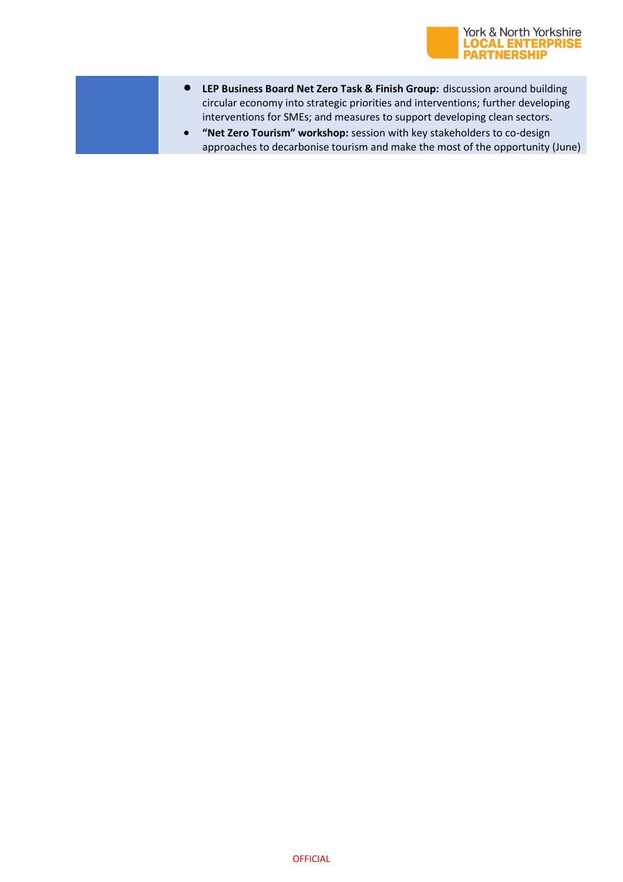| | |
|---|---|
| | • **LEP Business Board Net Zero Task & Finish Group:** discussion around building circular economy into strategic priorities and interventions; further developing interventions for SMEs; and measures to support developing clean sectors.<br>• **"Net Zero Tourism" workshop:** session with key stakeholders to co-design approaches to decarbonise tourism and make the most of the opportunity (June) |